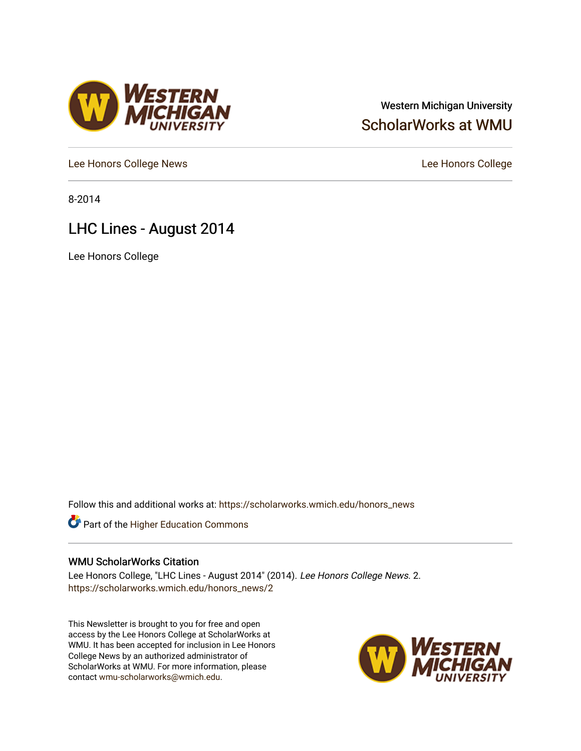Western Michigan University

ScholarWorks at WMU

Lee Honors College News | Lee Honors College

8-2014

# LHC Lines - August 2014

Lee Honors College

Follow this and additional works at: https://scholarworks.wmich.edu/honors_news

Part of the Higher Education Commons

## WMU ScholarWorks Citation

Lee Honors College, "LHC Lines - August 2014" (2014). *Lee Honors College News*. 2.
https://scholarworks.wmich.edu/honors_news/2

This Newsletter is brought to you for free and open access by the Lee Honors College at ScholarWorks at WMU. It has been accepted for inclusion in Lee Honors College News by an authorized administrator of ScholarWorks at WMU. For more information, please contact wmu-scholarworks@wmich.edu.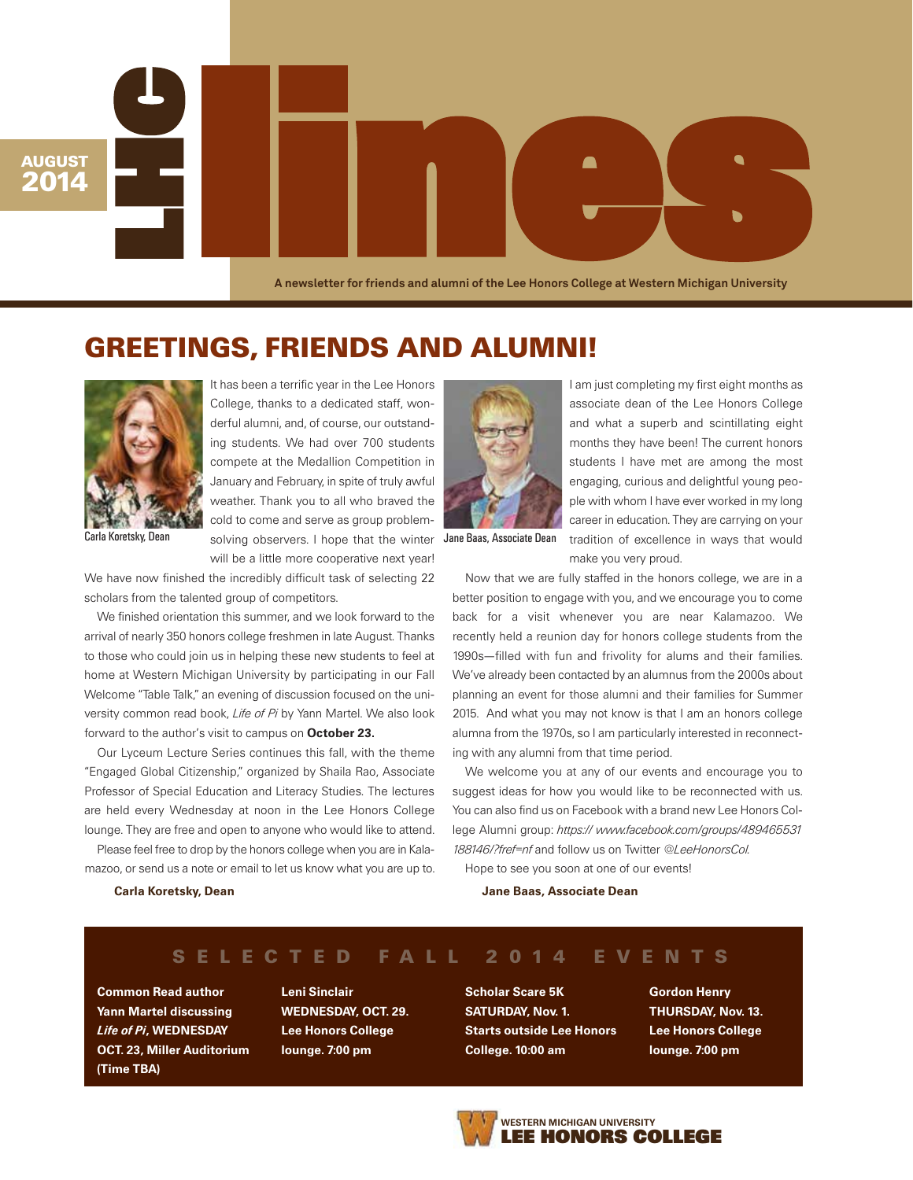AUGUST 2014

# LHC lines

A newsletter for friends and alumni of the Lee Honors College at Western Michigan University

## GREETINGS, FRIENDS AND ALUMNI!

Carla Koretsky, Dean

It has been a terrific year in the Lee Honors College, thanks to a dedicated staff, wonderful alumni, and, of course, our outstanding students. We had over 700 students compete at the Medallion Competition in January and February, in spite of truly awful weather. Thank you to all who braved the cold to come and serve as group problem-solving observers. I hope that the winter will be a little more cooperative next year! We have now finished the incredibly difficult task of selecting 22 scholars from the talented group of competitors.

We finished orientation this summer, and we look forward to the arrival of nearly 350 honors college freshmen in late August. Thanks to those who could join us in helping these new students to feel at home at Western Michigan University by participating in our Fall Welcome "Table Talk," an evening of discussion focused on the university common read book, *Life of Pi* by Yann Martel. We also look forward to the author's visit to campus on **October 23.**

Our Lyceum Lecture Series continues this fall, with the theme "Engaged Global Citizenship," organized by Shaila Rao, Associate Professor of Special Education and Literacy Studies. The lectures are held every Wednesday at noon in the Lee Honors College lounge. They are free and open to anyone who would like to attend.

Please feel free to drop by the honors college when you are in Kalamazoo, or send us a note or email to let us know what you are up to.

**Carla Koretsky, Dean**

Jane Baas, Associate Dean

I am just completing my first eight months as associate dean of the Lee Honors College and what a superb and scintillating eight months they have been! The current honors students I have met are among the most engaging, curious and delightful young people with whom I have ever worked in my long career in education. They are carrying on your tradition of excellence in ways that would make you very proud.

Now that we are fully staffed in the honors college, we are in a better position to engage with you, and we encourage you to come back for a visit whenever you are near Kalamazoo. We recently held a reunion day for honors college students from the 1990s—filled with fun and frivolity for alums and their families. We've already been contacted by an alumnus from the 2000s about planning an event for those alumni and their families for Summer 2015. And what you may not know is that I am an honors college alumna from the 1970s, so I am particularly interested in reconnecting with any alumni from that time period.

We welcome you at any of our events and encourage you to suggest ideas for how you would like to be reconnected with us. You can also find us on Facebook with a brand new Lee Honors College Alumni group: *https:// www.facebook.com/groups/489465531188146/?fref=nf* and follow us on Twitter *@LeeHonorsCol.*

Hope to see you soon at one of our events!

**Jane Baas, Associate Dean**

## SELECTED FALL 2014 EVENTS

**Common Read author Yann Martel discussing *Life of Pi*, WEDNESDAY OCT. 23, Miller Auditorium (Time TBA)**

**Leni Sinclair WEDNESDAY, OCT. 29. Lee Honors College lounge. 7:00 pm**

**Scholar Scare 5K SATURDAY, Nov. 1. Starts outside Lee Honors College. 10:00 am**

**Gordon Henry THURSDAY, Nov. 13. Lee Honors College lounge. 7:00 pm**

WESTERN MICHIGAN UNIVERSITY
LEE HONORS COLLEGE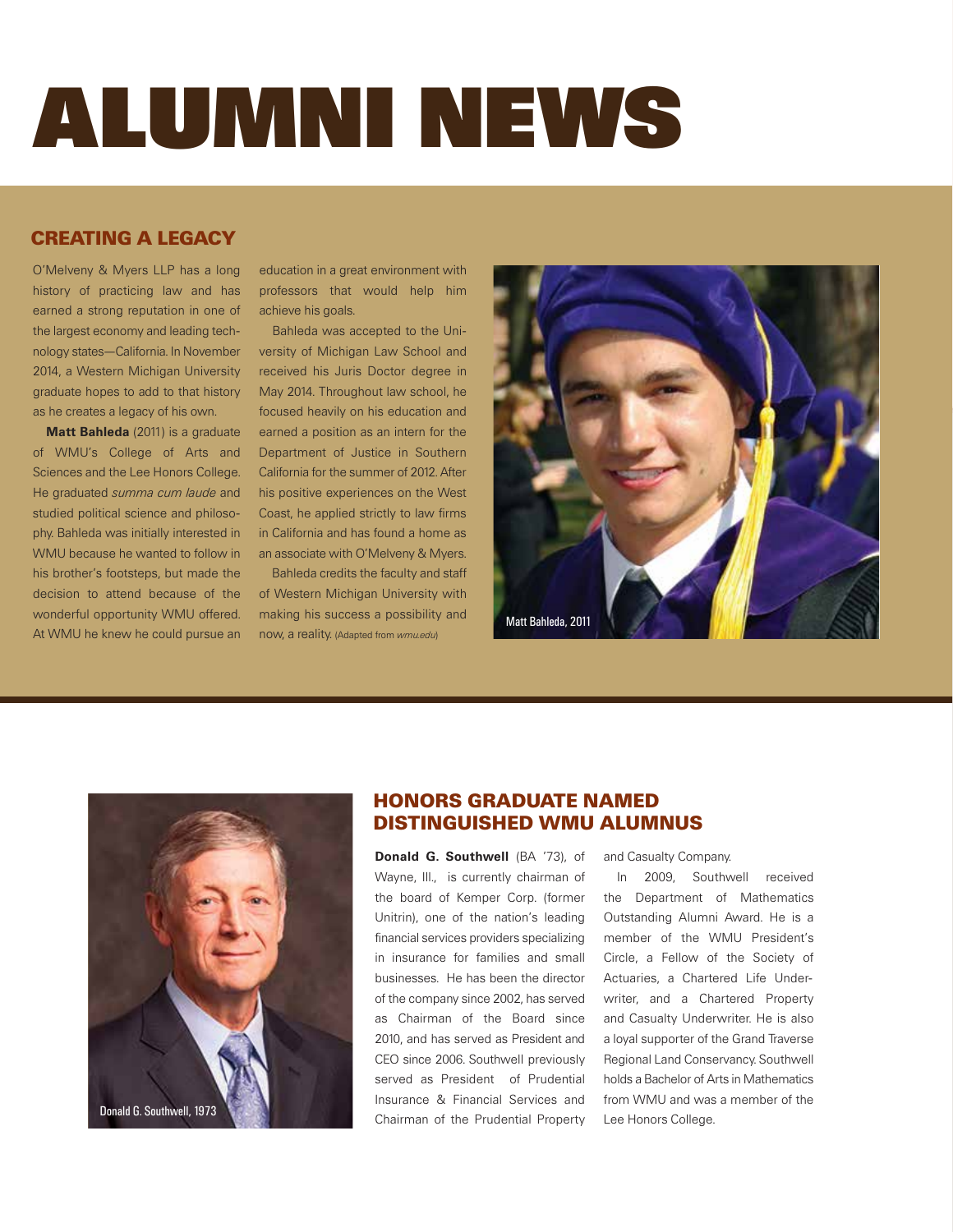# ALUMNI NEWS

## CREATING A LEGACY

O'Melveny & Myers LLP has a long history of practicing law and has earned a strong reputation in one of the largest economy and leading technology states—California. In November 2014, a Western Michigan University graduate hopes to add to that history as he creates a legacy of his own.

**Matt Bahleda** (2011) is a graduate of WMU's College of Arts and Sciences and the Lee Honors College. He graduated *summa cum laude* and studied political science and philosophy. Bahleda was initially interested in WMU because he wanted to follow in his brother's footsteps, but made the decision to attend because of the wonderful opportunity WMU offered. At WMU he knew he could pursue an education in a great environment with professors that would help him achieve his goals.

Bahleda was accepted to the University of Michigan Law School and received his Juris Doctor degree in May 2014. Throughout law school, he focused heavily on his education and earned a position as an intern for the Department of Justice in Southern California for the summer of 2012. After his positive experiences on the West Coast, he applied strictly to law firms in California and has found a home as an associate with O'Melveny & Myers.

Bahleda credits the faculty and staff of Western Michigan University with making his success a possibility and now, a reality. (Adapted from *wmu.edu*)

Matt Bahleda, 2011

## HONORS GRADUATE NAMED DISTINGUISHED WMU ALUMNUS

Donald G. Southwell, 1973

**Donald G. Southwell** (BA '73), of Wayne, Ill., is currently chairman of the board of Kemper Corp. (former Unitrin), one of the nation's leading financial services providers specializing in insurance for families and small businesses. He has been the director of the company since 2002, has served as Chairman of the Board since 2010, and has served as President and CEO since 2006. Southwell previously served as President of Prudential Insurance & Financial Services and Chairman of the Prudential Property and Casualty Company.

In 2009, Southwell received the Department of Mathematics Outstanding Alumni Award. He is a member of the WMU President's Circle, a Fellow of the Society of Actuaries, a Chartered Life Underwriter, and a Chartered Property and Casualty Underwriter. He is also a loyal supporter of the Grand Traverse Regional Land Conservancy. Southwell holds a Bachelor of Arts in Mathematics from WMU and was a member of the Lee Honors College.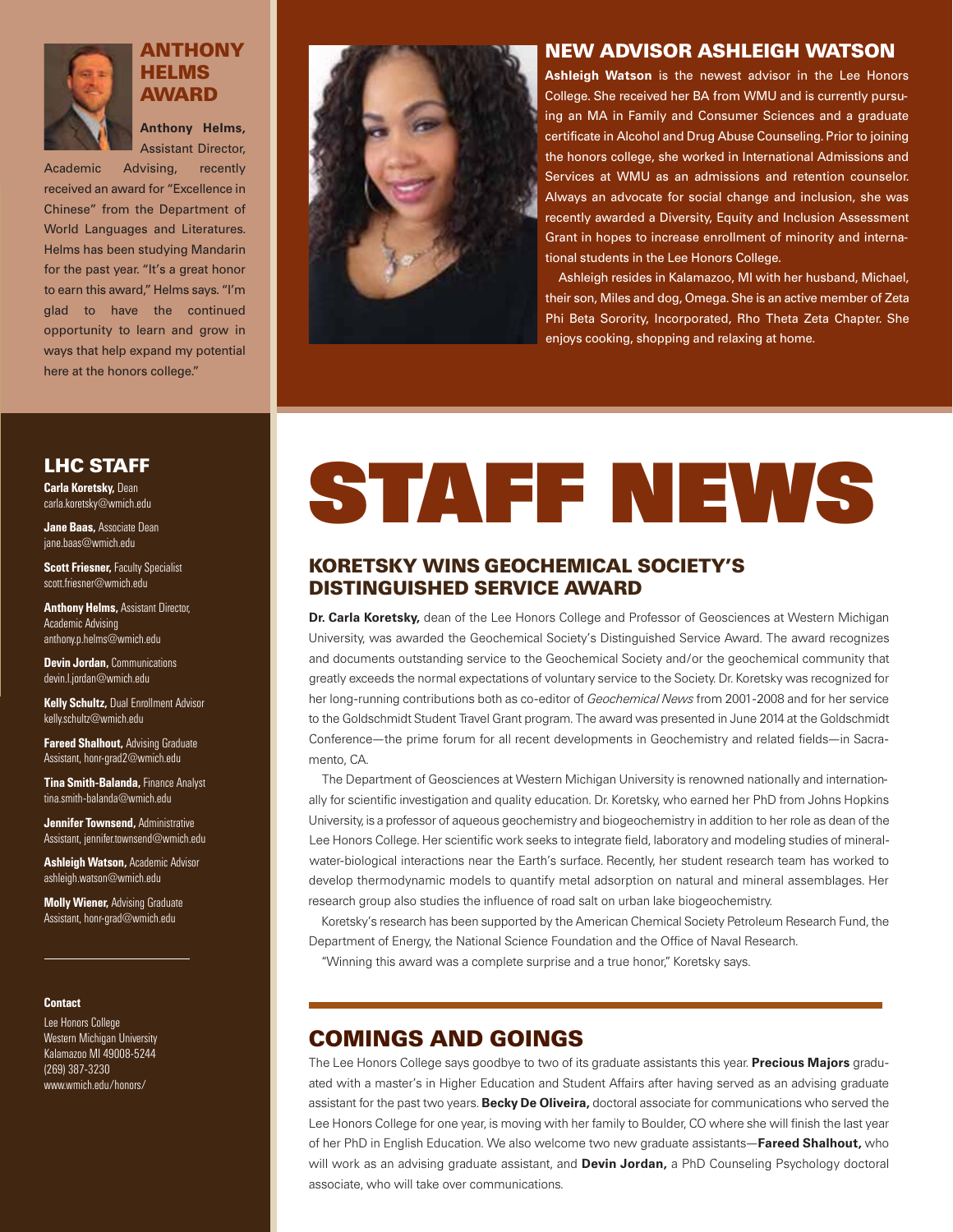## ANTHONY HELMS AWARD

**Anthony Helms,** Assistant Director, Academic Advising, recently received an award for "Excellence in Chinese" from the Department of World Languages and Literatures. Helms has been studying Mandarin for the past year. "It's a great honor to earn this award," Helms says. "I'm glad to have the continued opportunity to learn and grow in ways that help expand my potential here at the honors college."

## NEW ADVISOR ASHLEIGH WATSON

**Ashleigh Watson** is the newest advisor in the Lee Honors College. She received her BA from WMU and is currently pursuing an MA in Family and Consumer Sciences and a graduate certificate in Alcohol and Drug Abuse Counseling. Prior to joining the honors college, she worked in International Admissions and Services at WMU as an admissions and retention counselor. Always an advocate for social change and inclusion, she was recently awarded a Diversity, Equity and Inclusion Assessment Grant in hopes to increase enrollment of minority and international students in the Lee Honors College.

Ashleigh resides in Kalamazoo, MI with her husband, Michael, their son, Miles and dog, Omega. She is an active member of Zeta Phi Beta Sorority, Incorporated, Rho Theta Zeta Chapter. She enjoys cooking, shopping and relaxing at home.

## LHC STAFF

**Carla Koretsky,** Dean
carla.koretsky@wmich.edu

**Jane Baas,** Associate Dean
jane.baas@wmich.edu

**Scott Friesner,** Faculty Specialist
scott.friesner@wmich.edu

**Anthony Helms,** Assistant Director, Academic Advising
anthony.p.helms@wmich.edu

**Devin Jordan,** Communications
devin.l.jordan@wmich.edu

**Kelly Schultz,** Dual Enrollment Advisor
kelly.schultz@wmich.edu

**Fareed Shalhout,** Advising Graduate Assistant, honr-grad2@wmich.edu

**Tina Smith-Balanda,** Finance Analyst
tina.smith-balanda@wmich.edu

**Jennifer Townsend,** Administrative Assistant, jennifer.townsend@wmich.edu

**Ashleigh Watson,** Academic Advisor
ashleigh.watson@wmich.edu

**Molly Wiener,** Advising Graduate Assistant, honr-grad@wmich.edu

**Contact**

Lee Honors College
Western Michigan University
Kalamazoo MI 49008-5244
(269) 387-3230
www.wmich.edu/honors/

# STAFF NEWS

## KORETSKY WINS GEOCHEMICAL SOCIETY'S DISTINGUISHED SERVICE AWARD

**Dr. Carla Koretsky,** dean of the Lee Honors College and Professor of Geosciences at Western Michigan University, was awarded the Geochemical Society's Distinguished Service Award. The award recognizes and documents outstanding service to the Geochemical Society and/or the geochemical community that greatly exceeds the normal expectations of voluntary service to the Society. Dr. Koretsky was recognized for her long-running contributions both as co-editor of *Geochemical News* from 2001-2008 and for her service to the Goldschmidt Student Travel Grant program. The award was presented in June 2014 at the Goldschmidt Conference—the prime forum for all recent developments in Geochemistry and related fields—in Sacramento, CA.

The Department of Geosciences at Western Michigan University is renowned nationally and internationally for scientific investigation and quality education. Dr. Koretsky, who earned her PhD from Johns Hopkins University, is a professor of aqueous geochemistry and biogeochemistry in addition to her role as dean of the Lee Honors College. Her scientific work seeks to integrate field, laboratory and modeling studies of mineral-water-biological interactions near the Earth's surface. Recently, her student research team has worked to develop thermodynamic models to quantify metal adsorption on natural and mineral assemblages. Her research group also studies the influence of road salt on urban lake biogeochemistry.

Koretsky's research has been supported by the American Chemical Society Petroleum Research Fund, the Department of Energy, the National Science Foundation and the Office of Naval Research.

"Winning this award was a complete surprise and a true honor," Koretsky says.

## COMINGS AND GOINGS

The Lee Honors College says goodbye to two of its graduate assistants this year. **Precious Majors** graduated with a master's in Higher Education and Student Affairs after having served as an advising graduate assistant for the past two years. **Becky De Oliveira,** doctoral associate for communications who served the Lee Honors College for one year, is moving with her family to Boulder, CO where she will finish the last year of her PhD in English Education. We also welcome two new graduate assistants—**Fareed Shalhout,** who will work as an advising graduate assistant, and **Devin Jordan,** a PhD Counseling Psychology doctoral associate, who will take over communications.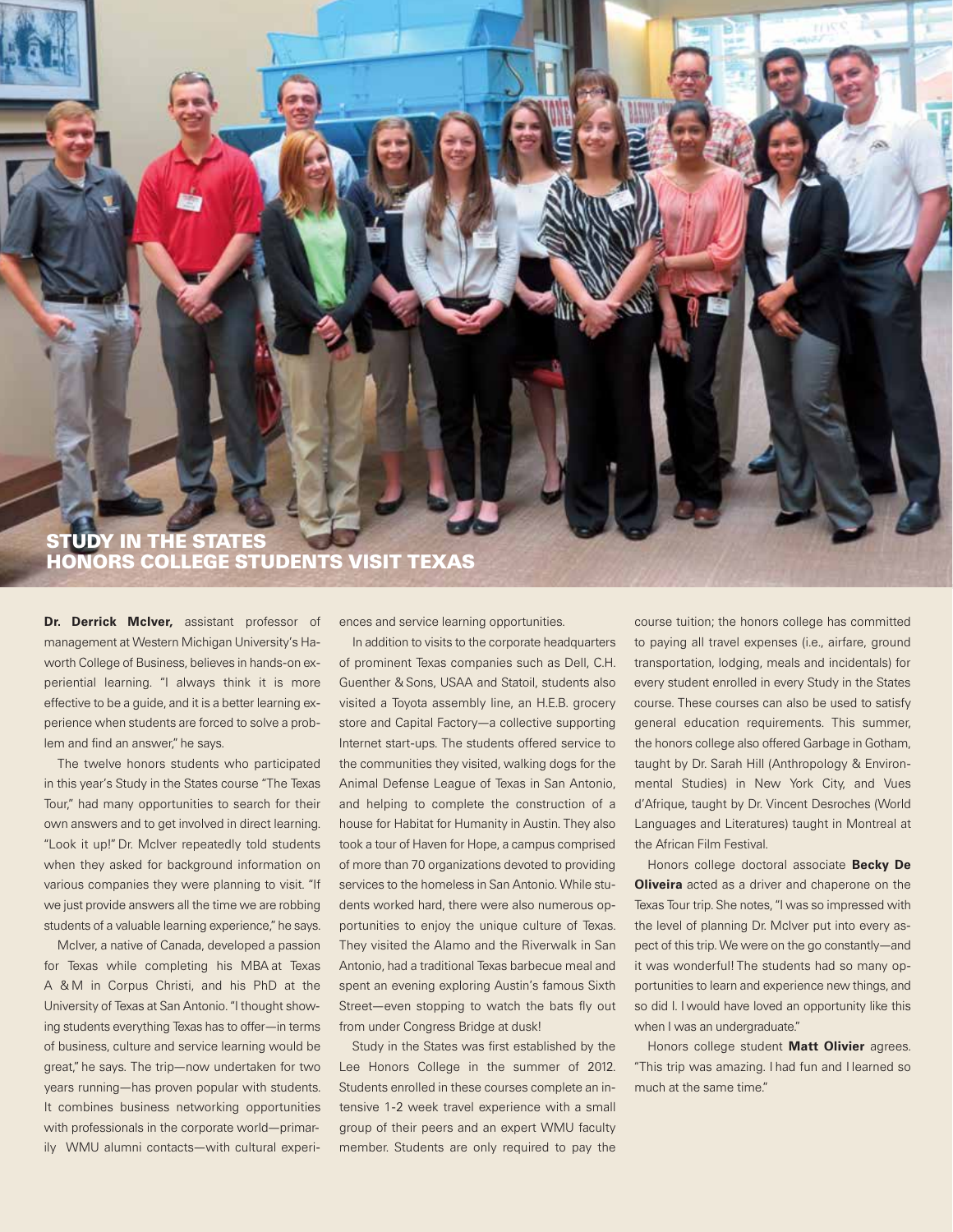# STUDY IN THE STATES
## HONORS COLLEGE STUDENTS VISIT TEXAS

**Dr. Derrick McIver,** assistant professor of management at Western Michigan University's Haworth College of Business, believes in hands-on experiential learning. "I always think it is more effective to be a guide, and it is a better learning experience when students are forced to solve a problem and find an answer," he says.

The twelve honors students who participated in this year's Study in the States course "The Texas Tour," had many opportunities to search for their own answers and to get involved in direct learning. "Look it up!" Dr. McIver repeatedly told students when they asked for background information on various companies they were planning to visit. "If we just provide answers all the time we are robbing students of a valuable learning experience," he says.

McIver, a native of Canada, developed a passion for Texas while completing his MBA at Texas A & M in Corpus Christi, and his PhD at the University of Texas at San Antonio. "I thought showing students everything Texas has to offer—in terms of business, culture and service learning would be great," he says. The trip—now undertaken for two years running—has proven popular with students. It combines business networking opportunities with professionals in the corporate world—primarily WMU alumni contacts—with cultural experiences and service learning opportunities.

In addition to visits to the corporate headquarters of prominent Texas companies such as Dell, C.H. Guenther & Sons, USAA and Statoil, students also visited a Toyota assembly line, an H.E.B. grocery store and Capital Factory—a collective supporting Internet start-ups. The students offered service to the communities they visited, walking dogs for the Animal Defense League of Texas in San Antonio, and helping to complete the construction of a house for Habitat for Humanity in Austin. They also took a tour of Haven for Hope, a campus comprised of more than 70 organizations devoted to providing services to the homeless in San Antonio. While students worked hard, there were also numerous opportunities to enjoy the unique culture of Texas. They visited the Alamo and the Riverwalk in San Antonio, had a traditional Texas barbecue meal and spent an evening exploring Austin's famous Sixth Street—even stopping to watch the bats fly out from under Congress Bridge at dusk!

Study in the States was first established by the Lee Honors College in the summer of 2012. Students enrolled in these courses complete an intensive 1-2 week travel experience with a small group of their peers and an expert WMU faculty member. Students are only required to pay the course tuition; the honors college has committed to paying all travel expenses (i.e., airfare, ground transportation, lodging, meals and incidentals) for every student enrolled in every Study in the States course. These courses can also be used to satisfy general education requirements. This summer, the honors college also offered Garbage in Gotham, taught by Dr. Sarah Hill (Anthropology & Environmental Studies) in New York City, and Vues d'Afrique, taught by Dr. Vincent Desroches (World Languages and Literatures) taught in Montreal at the African Film Festival.

Honors college doctoral associate **Becky De Oliveira** acted as a driver and chaperone on the Texas Tour trip. She notes, "I was so impressed with the level of planning Dr. McIver put into every aspect of this trip. We were on the go constantly—and it was wonderful! The students had so many opportunities to learn and experience new things, and so did I. I would have loved an opportunity like this when I was an undergraduate."

Honors college student **Matt Olivier** agrees. "This trip was amazing. I had fun and I learned so much at the same time."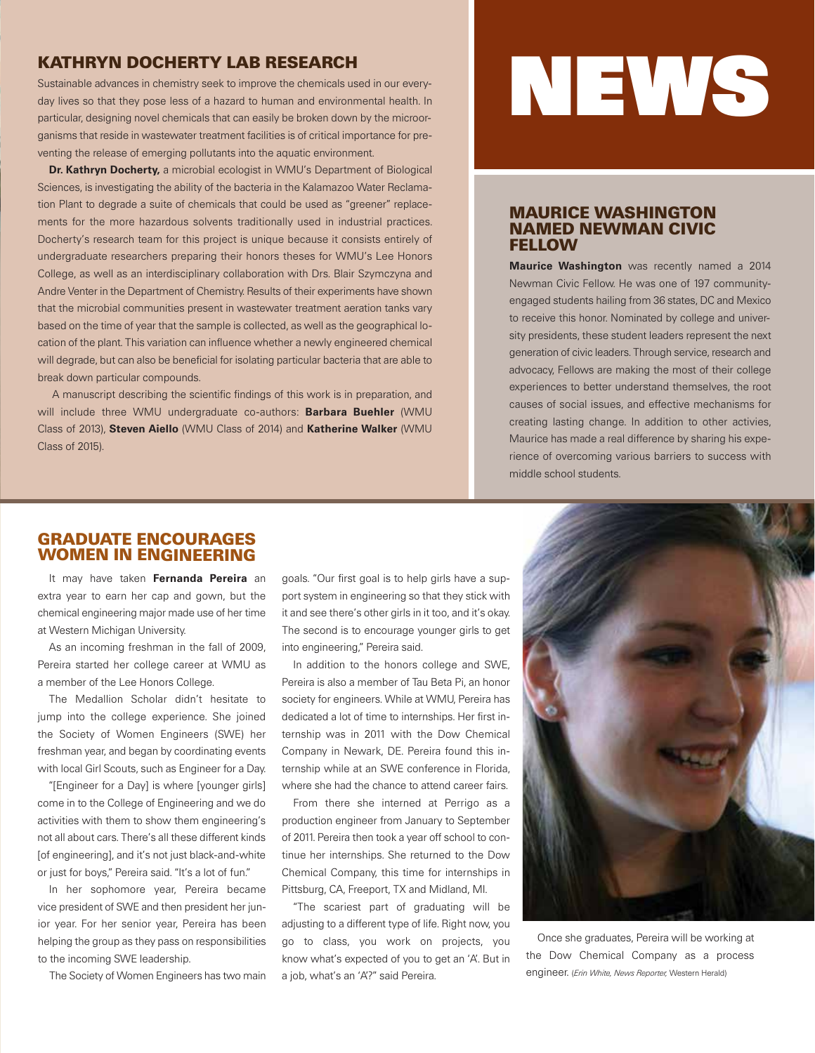# NEWS

## KATHRYN DOCHERTY LAB RESEARCH

Sustainable advances in chemistry seek to improve the chemicals used in our everyday lives so that they pose less of a hazard to human and environmental health. In particular, designing novel chemicals that can easily be broken down by the microorganisms that reside in wastewater treatment facilities is of critical importance for preventing the release of emerging pollutants into the aquatic environment.

**Dr. Kathryn Docherty,** a microbial ecologist in WMU's Department of Biological Sciences, is investigating the ability of the bacteria in the Kalamazoo Water Reclamation Plant to degrade a suite of chemicals that could be used as "greener" replacements for the more hazardous solvents traditionally used in industrial practices. Docherty's research team for this project is unique because it consists entirely of undergraduate researchers preparing their honors theses for WMU's Lee Honors College, as well as an interdisciplinary collaboration with Drs. Blair Szymczyna and Andre Venter in the Department of Chemistry. Results of their experiments have shown that the microbial communities present in wastewater treatment aeration tanks vary based on the time of year that the sample is collected, as well as the geographical location of the plant. This variation can influence whether a newly engineered chemical will degrade, but can also be beneficial for isolating particular bacteria that are able to break down particular compounds.

A manuscript describing the scientific findings of this work is in preparation, and will include three WMU undergraduate co-authors: **Barbara Buehler** (WMU Class of 2013), **Steven Aiello** (WMU Class of 2014) and **Katherine Walker** (WMU Class of 2015).

## MAURICE WASHINGTON NAMED NEWMAN CIVIC FELLOW

**Maurice Washington** was recently named a 2014 Newman Civic Fellow. He was one of 197 community-engaged students hailing from 36 states, DC and Mexico to receive this honor. Nominated by college and university presidents, these student leaders represent the next generation of civic leaders. Through service, research and advocacy, Fellows are making the most of their college experiences to better understand themselves, the root causes of social issues, and effective mechanisms for creating lasting change. In addition to other activies, Maurice has made a real difference by sharing his experience of overcoming various barriers to success with middle school students.

## GRADUATE ENCOURAGES WOMEN IN ENGINEERING

It may have taken **Fernanda Pereira** an extra year to earn her cap and gown, but the chemical engineering major made use of her time at Western Michigan University.

As an incoming freshman in the fall of 2009, Pereira started her college career at WMU as a member of the Lee Honors College.

The Medallion Scholar didn't hesitate to jump into the college experience. She joined the Society of Women Engineers (SWE) her freshman year, and began by coordinating events with local Girl Scouts, such as Engineer for a Day.

"[Engineer for a Day] is where [younger girls] come in to the College of Engineering and we do activities with them to show them engineering's not all about cars. There's all these different kinds [of engineering], and it's not just black-and-white or just for boys," Pereira said. "It's a lot of fun."

In her sophomore year, Pereira became vice president of SWE and then president her junior year. For her senior year, Pereira has been helping the group as they pass on responsibilities to the incoming SWE leadership.

The Society of Women Engineers has two main goals. "Our first goal is to help girls have a support system in engineering so that they stick with it and see there's other girls in it too, and it's okay. The second is to encourage younger girls to get into engineering," Pereira said.

In addition to the honors college and SWE, Pereira is also a member of Tau Beta Pi, an honor society for engineers. While at WMU, Pereira has dedicated a lot of time to internships. Her first internship was in 2011 with the Dow Chemical Company in Newark, DE. Pereira found this internship while at an SWE conference in Florida, where she had the chance to attend career fairs.

From there she interned at Perrigo as a production engineer from January to September of 2011. Pereira then took a year off school to continue her internships. She returned to the Dow Chemical Company, this time for internships in Pittsburg, CA, Freeport, TX and Midland, MI.

"The scariest part of graduating will be adjusting to a different type of life. Right now, you go to class, you work on projects, you know what's expected of you to get an 'A'. But in a job, what's an 'A'?" said Pereira.

Once she graduates, Pereira will be working at the Dow Chemical Company as a process engineer. (*Erin White, News Reporter,* Western Herald)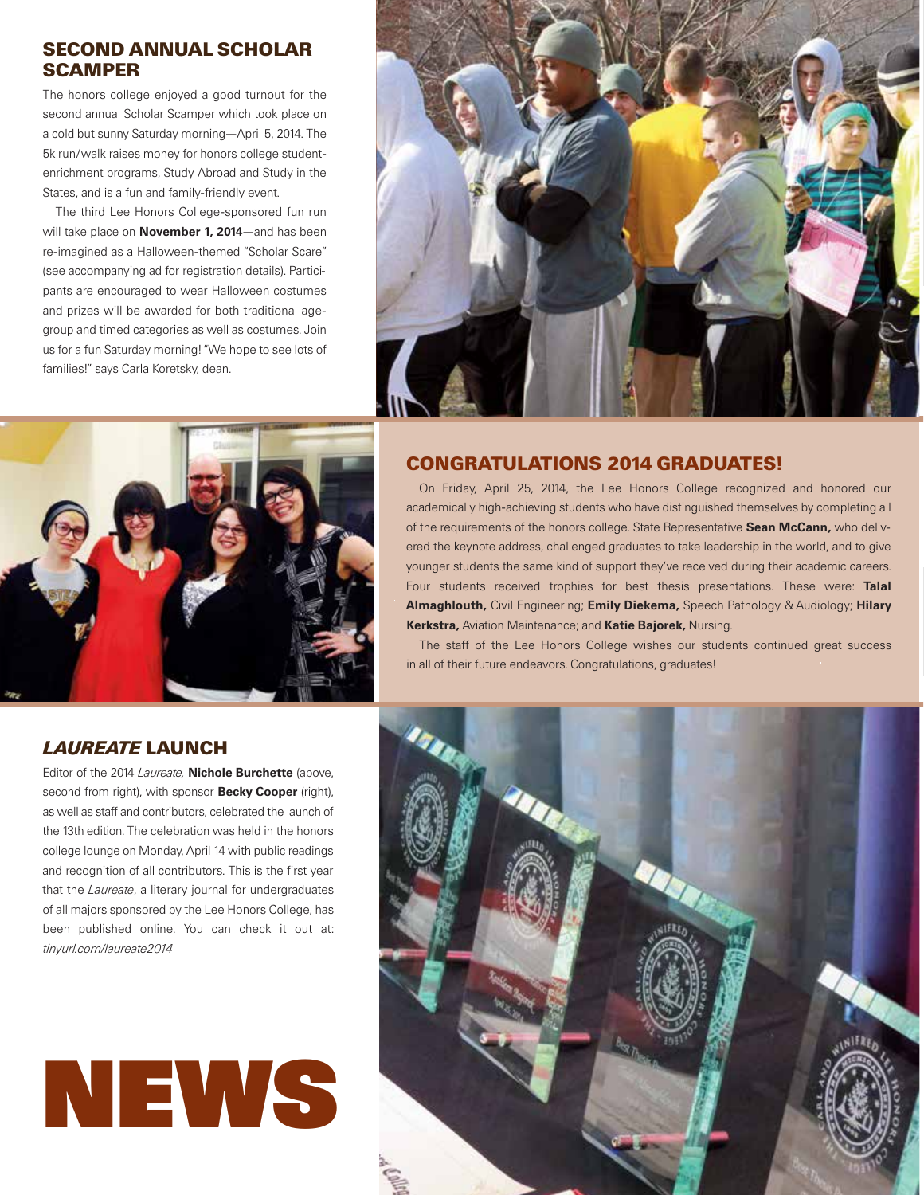## SECOND ANNUAL SCHOLAR SCAMPER

The honors college enjoyed a good turnout for the second annual Scholar Scamper which took place on a cold but sunny Saturday morning—April 5, 2014. The 5k run/walk raises money for honors college student-enrichment programs, Study Abroad and Study in the States, and is a fun and family-friendly event.

The third Lee Honors College-sponsored fun run will take place on **November 1, 2014**—and has been re-imagined as a Halloween-themed "Scholar Scare" (see accompanying ad for registration details). Participants are encouraged to wear Halloween costumes and prizes will be awarded for both traditional age-group and timed categories as well as costumes. Join us for a fun Saturday morning! "We hope to see lots of families!" says Carla Koretsky, dean.

## CONGRATULATIONS 2014 GRADUATES!

On Friday, April 25, 2014, the Lee Honors College recognized and honored our academically high-achieving students who have distinguished themselves by completing all of the requirements of the honors college. State Representative **Sean McCann,** who delivered the keynote address, challenged graduates to take leadership in the world, and to give younger students the same kind of support they've received during their academic careers. Four students received trophies for best thesis presentations. These were: **Talal Almaghlouth,** Civil Engineering; **Emily Diekema,** Speech Pathology & Audiology; **Hilary Kerkstra,** Aviation Maintenance; and **Katie Bajorek,** Nursing.

The staff of the Lee Honors College wishes our students continued great success in all of their future endeavors. Congratulations, graduates!

## *LAUREATE* LAUNCH

Editor of the 2014 *Laureate,* **Nichole Burchette** (above, second from right), with sponsor **Becky Cooper** (right), as well as staff and contributors, celebrated the launch of the 13th edition. The celebration was held in the honors college lounge on Monday, April 14 with public readings and recognition of all contributors. This is the first year that the *Laureate*, a literary journal for undergraduates of all majors sponsored by the Lee Honors College, has been published online. You can check it out at: *tinyurl.com/laureate2014*

# NEWS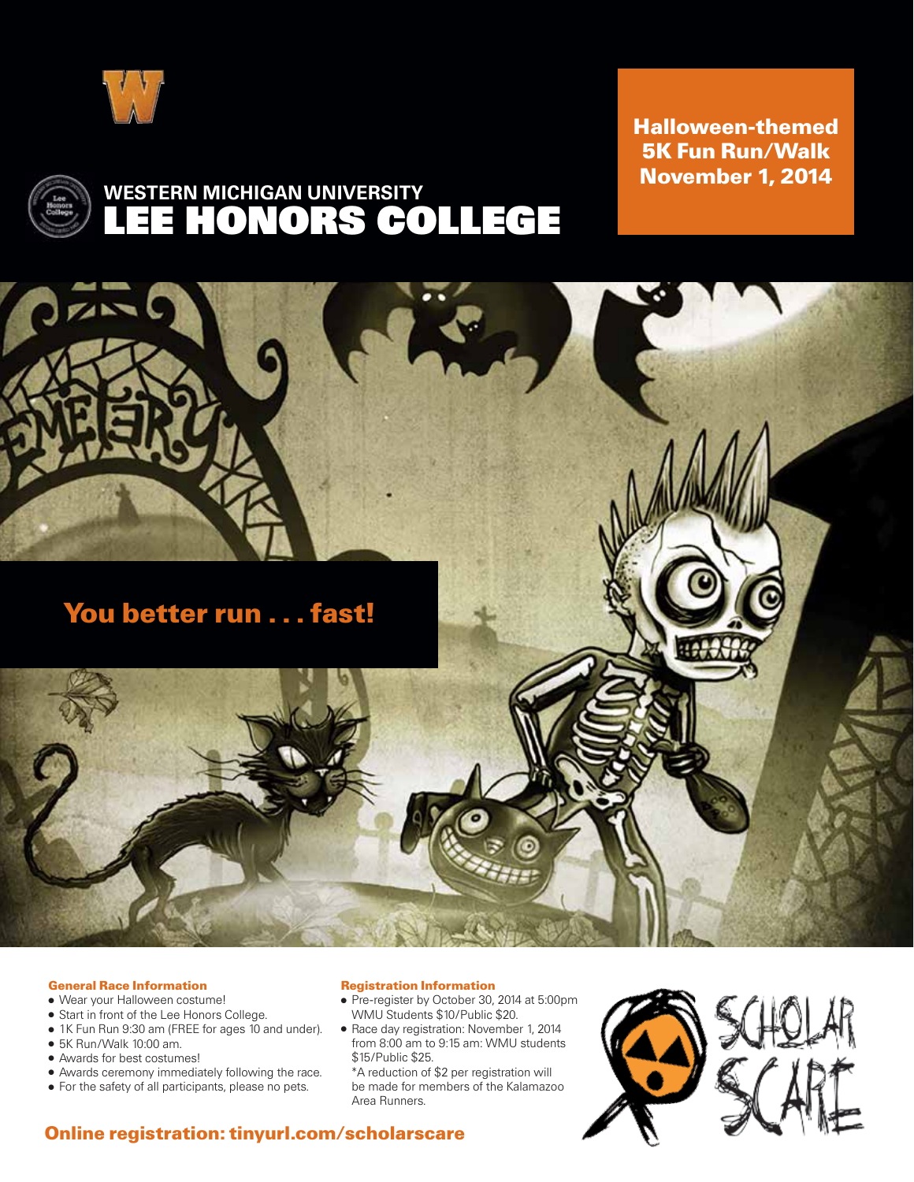WESTERN MICHIGAN UNIVERSITY

# LEE HONORS COLLEGE

**Halloween-themed 5K Fun Run/Walk November 1, 2014**

## You better run . . . fast!

### General Race Information

- Wear your Halloween costume!
- Start in front of the Lee Honors College.
- 1K Fun Run 9:30 am (FREE for ages 10 and under).
- 5K Run/Walk 10:00 am.
- Awards for best costumes!
- Awards ceremony immediately following the race.
- For the safety of all participants, please no pets.

### Registration Information

- Pre-register by October 30, 2014 at 5:00pm WMU Students $10/Public $20.
- Race day registration: November 1, 2014 from 8:00 am to 9:15 am: WMU students $15/Public $25.
  *A reduction of $2 per registration will be made for members of the Kalamazoo Area Runners.

SCHOLAR SCARE

**Online registration: tinyurl.com/scholarscare**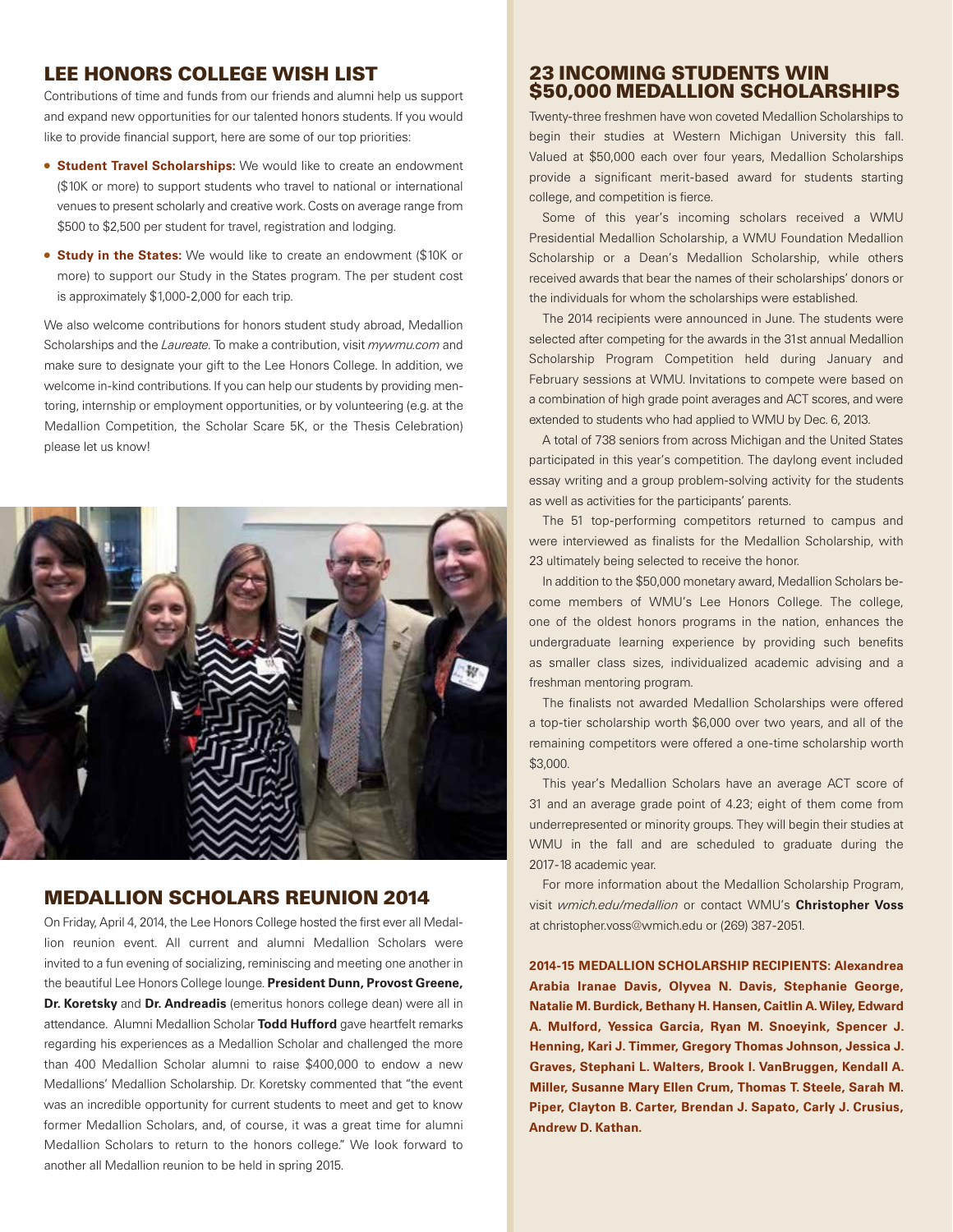## LEE HONORS COLLEGE WISH LIST

Contributions of time and funds from our friends and alumni help us support and expand new opportunities for our talented honors students. If you would like to provide financial support, here are some of our top priorities:

- **Student Travel Scholarships:** We would like to create an endowment ($10K or more) to support students who travel to national or international venues to present scholarly and creative work. Costs on average range from $500 to $2,500 per student for travel, registration and lodging.
- **Study in the States:** We would like to create an endowment ($10K or more) to support our Study in the States program. The per student cost is approximately $1,000-2,000 for each trip.

We also welcome contributions for honors student study abroad, Medallion Scholarships and the *Laureate.* To make a contribution, visit *mywmu.com* and make sure to designate your gift to the Lee Honors College. In addition, we welcome in-kind contributions. If you can help our students by providing mentoring, internship or employment opportunities, or by volunteering (e.g. at the Medallion Competition, the Scholar Scare 5K, or the Thesis Celebration) please let us know!

## MEDALLION SCHOLARS REUNION 2014

On Friday, April 4, 2014, the Lee Honors College hosted the first ever all Medallion reunion event. All current and alumni Medallion Scholars were invited to a fun evening of socializing, reminiscing and meeting one another in the beautiful Lee Honors College lounge. **President Dunn, Provost Greene, Dr. Koretsky** and **Dr. Andreadis** (emeritus honors college dean) were all in attendance. Alumni Medallion Scholar **Todd Hufford** gave heartfelt remarks regarding his experiences as a Medallion Scholar and challenged the more than 400 Medallion Scholar alumni to raise $400,000 to endow a new Medallions' Medallion Scholarship. Dr. Koretsky commented that "the event was an incredible opportunity for current students to meet and get to know former Medallion Scholars, and, of course, it was a great time for alumni Medallion Scholars to return to the honors college." We look forward to another all Medallion reunion to be held in spring 2015.

## 23 INCOMING STUDENTS WIN $50,000 MEDALLION SCHOLARSHIPS

Twenty-three freshmen have won coveted Medallion Scholarships to begin their studies at Western Michigan University this fall. Valued at $50,000 each over four years, Medallion Scholarships provide a significant merit-based award for students starting college, and competition is fierce.

Some of this year's incoming scholars received a WMU Presidential Medallion Scholarship, a WMU Foundation Medallion Scholarship or a Dean's Medallion Scholarship, while others received awards that bear the names of their scholarships' donors or the individuals for whom the scholarships were established.

The 2014 recipients were announced in June. The students were selected after competing for the awards in the 31st annual Medallion Scholarship Program Competition held during January and February sessions at WMU. Invitations to compete were based on a combination of high grade point averages and ACT scores, and were extended to students who had applied to WMU by Dec. 6, 2013.

A total of 738 seniors from across Michigan and the United States participated in this year's competition. The daylong event included essay writing and a group problem-solving activity for the students as well as activities for the participants' parents.

The 51 top-performing competitors returned to campus and were interviewed as finalists for the Medallion Scholarship, with 23 ultimately being selected to receive the honor.

In addition to the $50,000 monetary award, Medallion Scholars become members of WMU's Lee Honors College. The college, one of the oldest honors programs in the nation, enhances the undergraduate learning experience by providing such benefits as smaller class sizes, individualized academic advising and a freshman mentoring program.

The finalists not awarded Medallion Scholarships were offered a top-tier scholarship worth $6,000 over two years, and all of the remaining competitors were offered a one-time scholarship worth $3,000.

This year's Medallion Scholars have an average ACT score of 31 and an average grade point of 4.23; eight of them come from underrepresented or minority groups. They will begin their studies at WMU in the fall and are scheduled to graduate during the 2017-18 academic year.

For more information about the Medallion Scholarship Program, visit *wmich.edu/medallion* or contact WMU's **Christopher Voss** at christopher.voss@wmich.edu or (269) 387-2051.

**2014-15 MEDALLION SCHOLARSHIP RECIPIENTS: Alexandrea Arabia Iranae Davis, Olyvea N. Davis, Stephanie George, Natalie M. Burdick, Bethany H. Hansen, Caitlin A. Wiley, Edward A. Mulford, Yessica Garcia, Ryan M. Snoeyink, Spencer J. Henning, Kari J. Timmer, Gregory Thomas Johnson, Jessica J. Graves, Stephani L. Walters, Brook I. VanBruggen, Kendall A. Miller, Susanne Mary Ellen Crum, Thomas T. Steele, Sarah M. Piper, Clayton B. Carter, Brendan J. Sapato, Carly J. Crusius, Andrew D. Kathan.**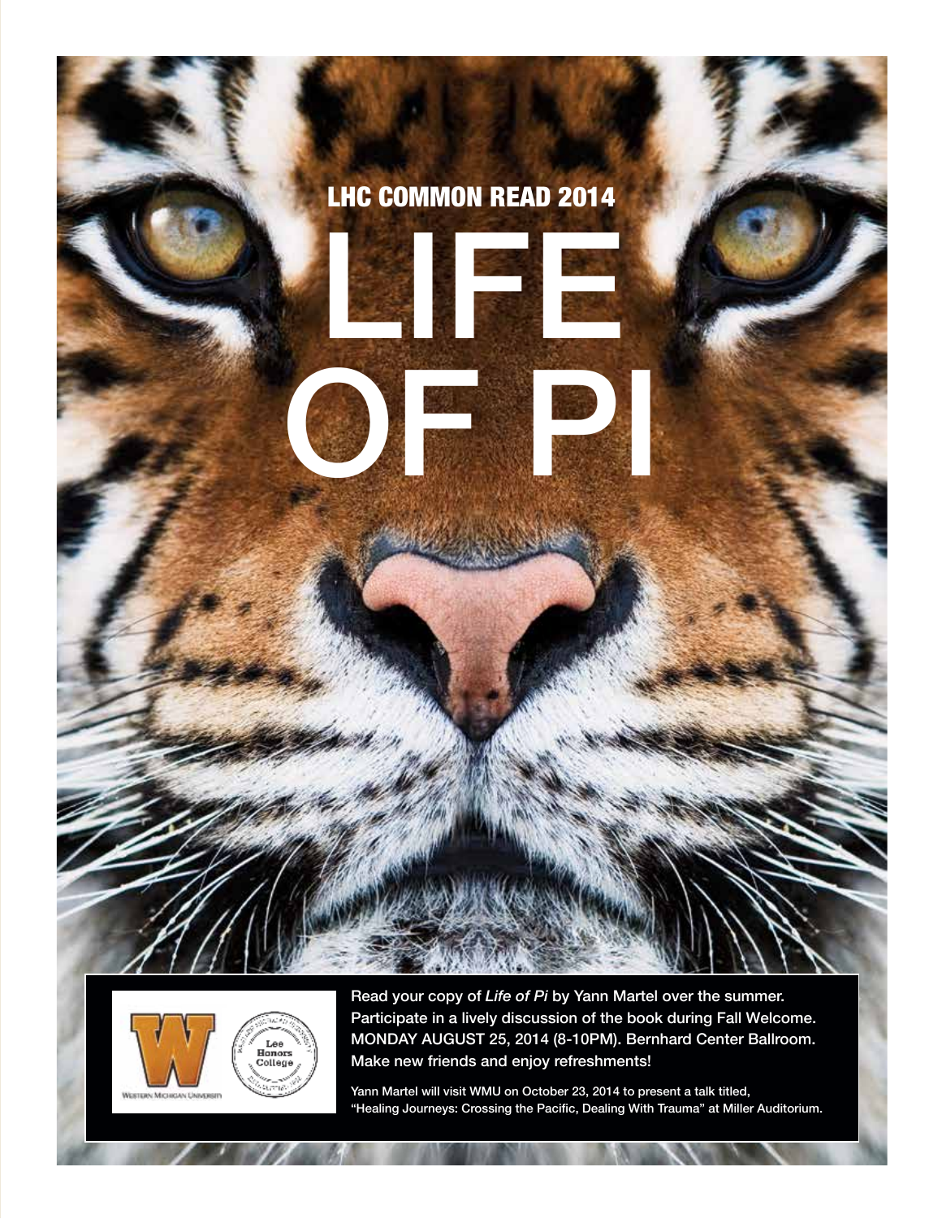## LHC COMMON READ 2014

# LIFE OF PI

Read your copy of *Life of Pi* by Yann Martel over the summer. Participate in a lively discussion of the book during Fall Welcome. MONDAY AUGUST 25, 2014 (8-10PM). Bernhard Center Ballroom. Make new friends and enjoy refreshments!

Yann Martel will visit WMU on October 23, 2014 to present a talk titled, "Healing Journeys: Crossing the Pacific, Dealing With Trauma" at Miller Auditorium.

Western Michigan University

Lee Honors College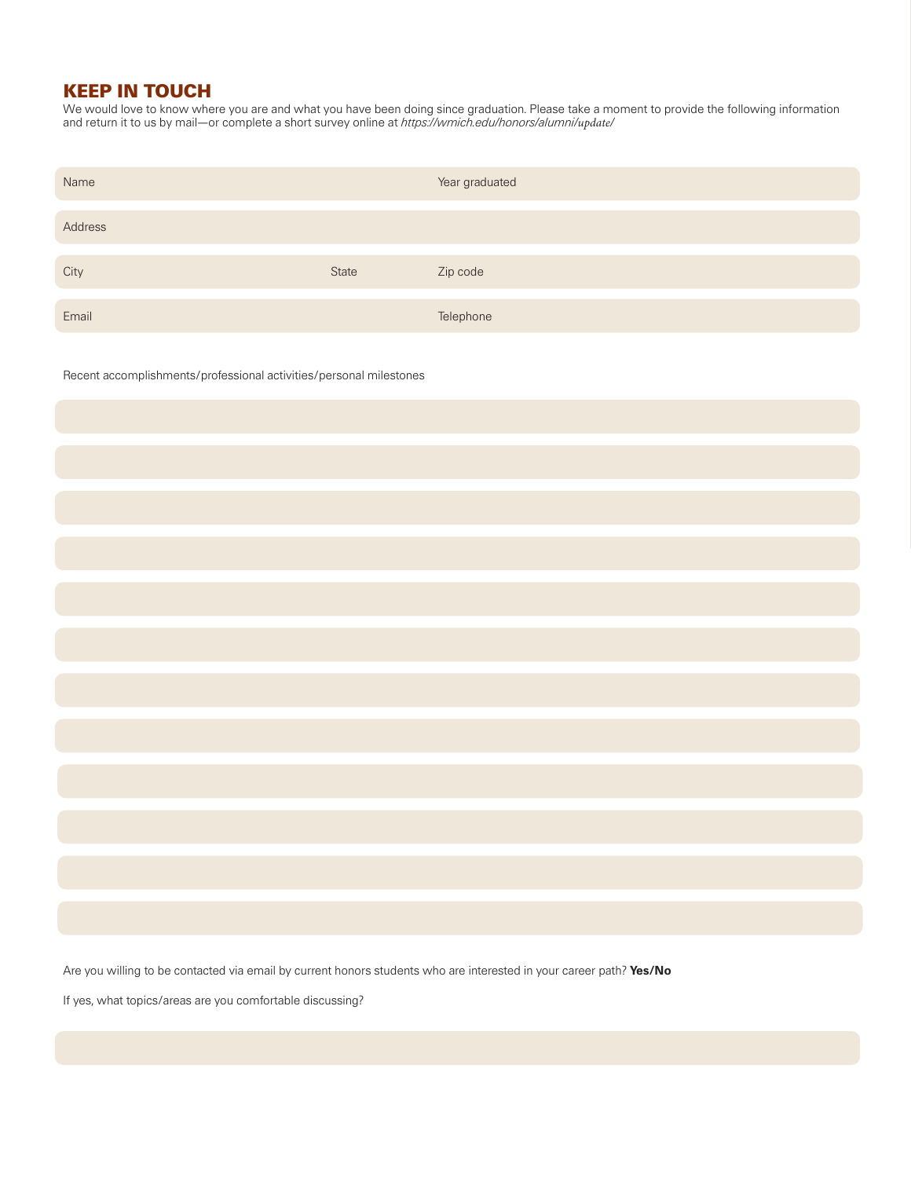## KEEP IN TOUCH

We would love to know where you are and what you have been doing since graduation. Please take a moment to provide the following information and return it to us by mail—or complete a short survey online at *https://wmich.edu/honors/alumni/update/*

Name

Year graduated

Address

City

State

Zip code

Email

Telephone

Recent accomplishments/professional activities/personal milestones

Are you willing to be contacted via email by current honors students who are interested in your career path? **Yes/No**

If yes, what topics/areas are you comfortable discussing?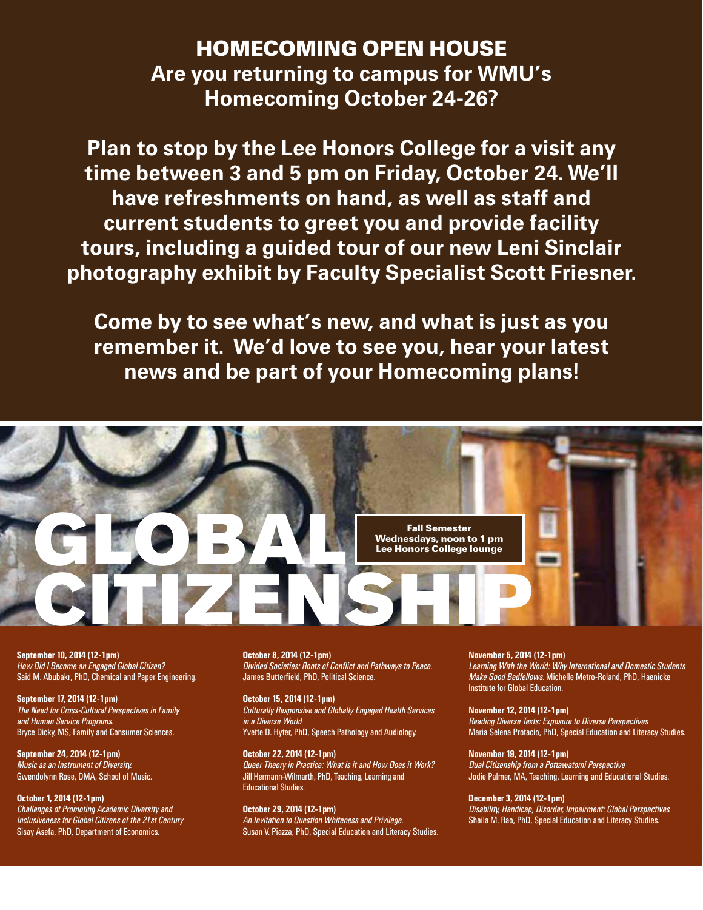# HOMECOMING OPEN HOUSE

## Are you returning to campus for WMU's Homecoming October 24-26?

**Plan to stop by the Lee Honors College for a visit any time between 3 and 5 pm on Friday, October 24. We'll have refreshments on hand, as well as staff and current students to greet you and provide facility tours, including a guided tour of our new Leni Sinclair photography exhibit by Faculty Specialist Scott Friesner.**

**Come by to see what's new, and what is just as you remember it. We'd love to see you, hear your latest news and be part of your Homecoming plans!**

# GLOBAL CITIZENSHIP

**Fall Semester**
**Wednesdays, noon to 1 pm**
**Lee Honors College lounge**

**September 10, 2014 (12-1pm)**
*How Did I Become an Engaged Global Citizen?*
Said M. Abubakr, PhD, Chemical and Paper Engineering.

**September 17, 2014 (12-1pm)**
*The Need for Cross-Cultural Perspectives in Family and Human Service Programs.*
Bryce Dicky, MS, Family and Consumer Sciences.

**September 24, 2014 (12-1pm)**
*Music as an Instrument of Diversity.*
Gwendolynn Rose, DMA, School of Music.

**October 1, 2014 (12-1pm)**
*Challenges of Promoting Academic Diversity and Inclusiveness for Global Citizens of the 21st Century*
Sisay Asefa, PhD, Department of Economics.

**October 8, 2014 (12-1pm)**
*Divided Societies: Roots of Conflict and Pathways to Peace.*
James Butterfield, PhD, Political Science.

**October 15, 2014 (12-1pm)**
*Culturally Responsive and Globally Engaged Health Services in a Diverse World*
Yvette D. Hyter, PhD, Speech Pathology and Audiology.

**October 22, 2014 (12-1pm)**
*Queer Theory in Practice: What is it and How Does it Work?*
Jill Hermann-Wilmarth, PhD, Teaching, Learning and Educational Studies.

**October 29, 2014 (12-1pm)**
*An Invitation to Question Whiteness and Privilege.*
Susan V. Piazza, PhD, Special Education and Literacy Studies.

**November 5, 2014 (12-1pm)**
*Learning With the World: Why International and Domestic Students Make Good Bedfellows.* Michelle Metro-Roland, PhD, Haenicke Institute for Global Education.

**November 12, 2014 (12-1pm)**
*Reading Diverse Texts: Exposure to Diverse Perspectives*
Maria Selena Protacio, PhD, Special Education and Literacy Studies.

**November 19, 2014 (12-1pm)**
*Dual Citizenship from a Pottawatomi Perspective*
Jodie Palmer, MA, Teaching, Learning and Educational Studies.

**December 3, 2014 (12-1pm)**
*Disability, Handicap, Disorder, Impairment: Global Perspectives*
Shaila M. Rao, PhD, Special Education and Literacy Studies.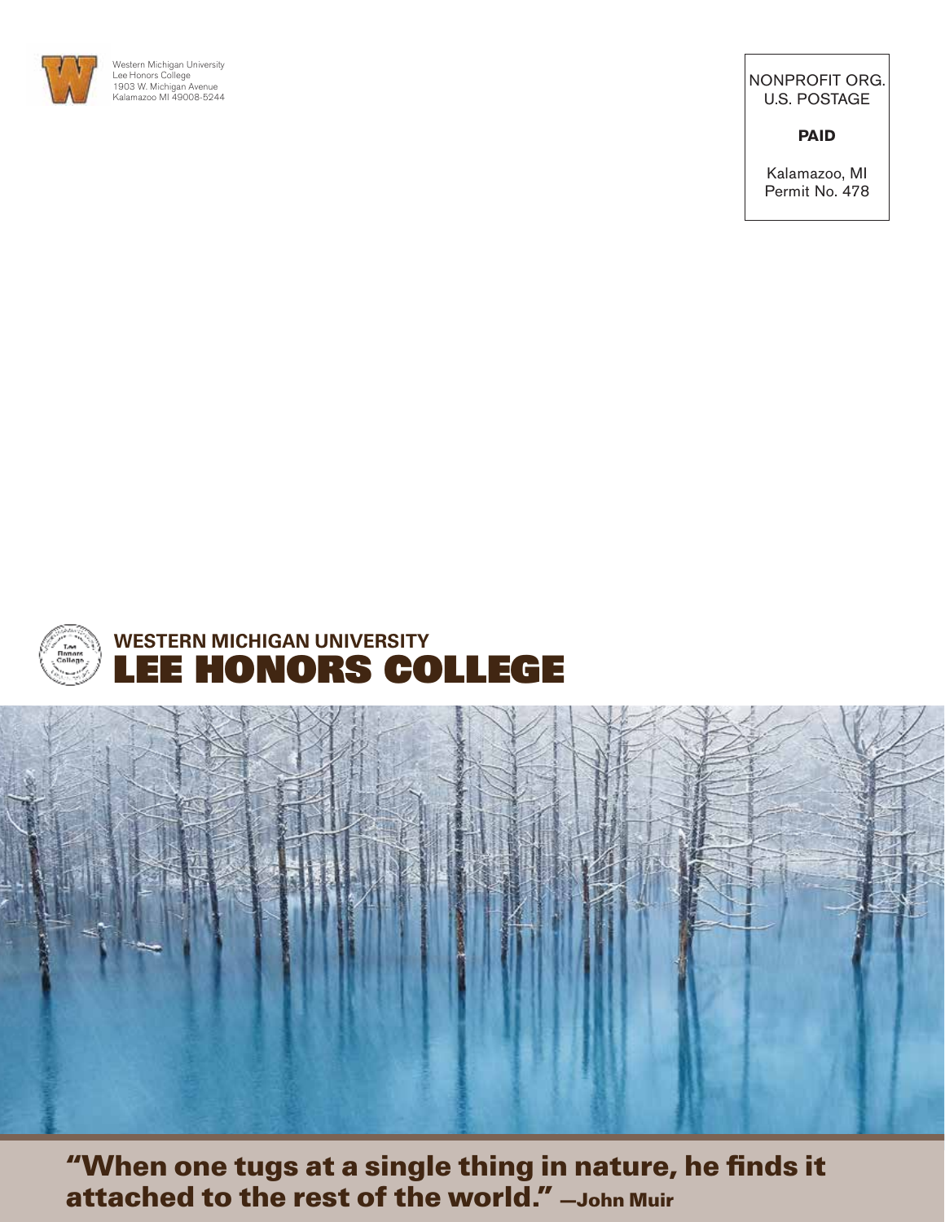Western Michigan University
Lee Honors College
1903 W. Michigan Avenue
Kalamazoo MI 49008-5244

NONPROFIT ORG.
U.S. POSTAGE

**PAID**

Kalamazoo, MI
Permit No. 478

**WESTERN MICHIGAN UNIVERSITY**

# LEE HONORS COLLEGE

**"When one tugs at a single thing in nature, he finds it attached to the rest of the world." —John Muir**